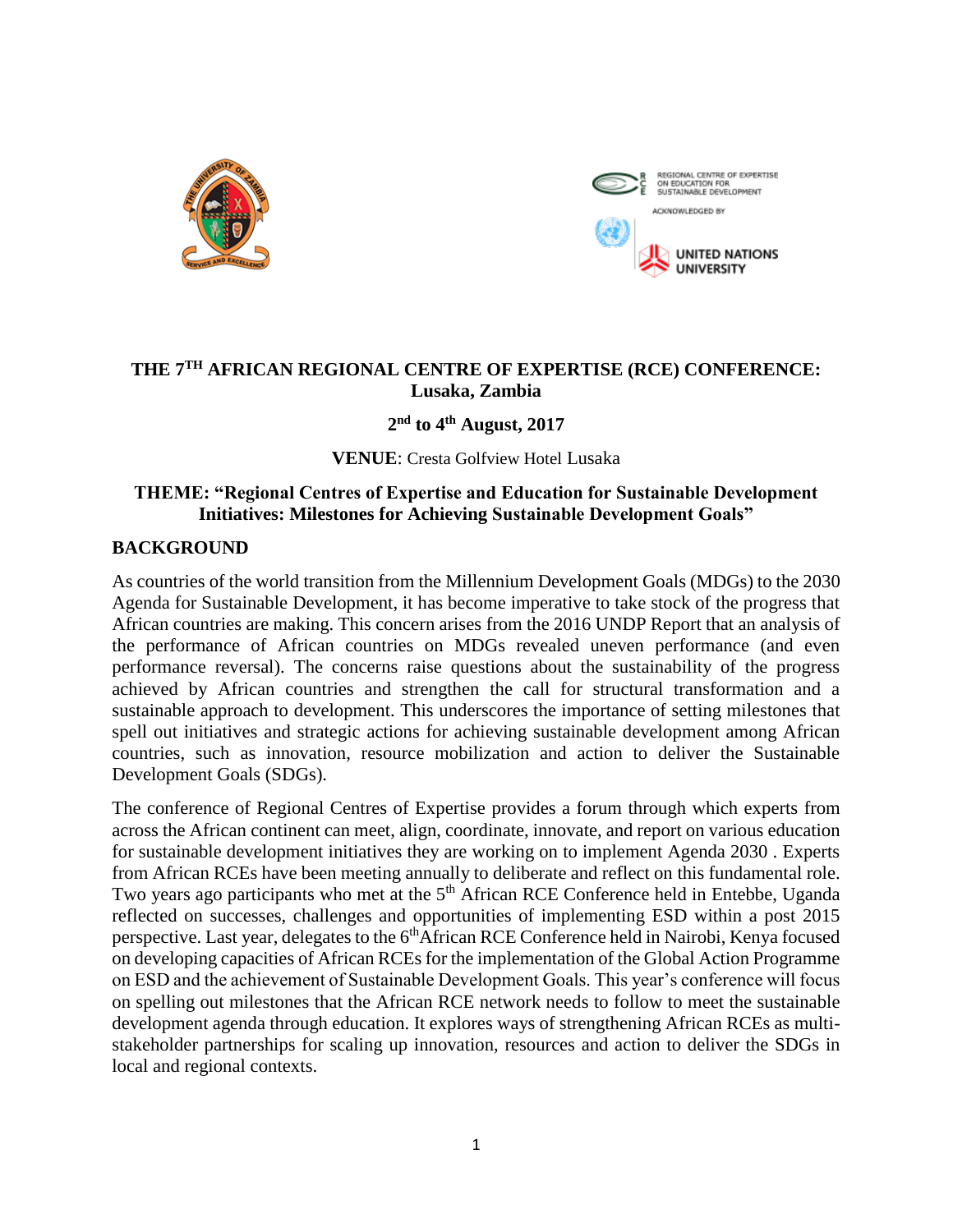# THE 7TH AFRICAN REGIONAL CENTRE OF EXPERTISE (RCE) CONFERENCE: Lusaka, Zambia

**2nd to 4th August, 2017**

**VENUE**: Cresta Golfview Hotel Lusaka

**THEME: "Regional Centres of Expertise and Education for Sustainable Development Initiatives: Milestones for Achieving Sustainable Development Goals"**

## BACKGROUND

As countries of the world transition from the Millennium Development Goals (MDGs) to the 2030 Agenda for Sustainable Development, it has become imperative to take stock of the progress that African countries are making. This concern arises from the 2016 UNDP Report that an analysis of the performance of African countries on MDGs revealed uneven performance (and even performance reversal). The concerns raise questions about the sustainability of the progress achieved by African countries and strengthen the call for structural transformation and a sustainable approach to development. This underscores the importance of setting milestones that spell out initiatives and strategic actions for achieving sustainable development among African countries, such as innovation, resource mobilization and action to deliver the Sustainable Development Goals (SDGs).

The conference of Regional Centres of Expertise provides a forum through which experts from across the African continent can meet, align, coordinate, innovate, and report on various education for sustainable development initiatives they are working on to implement Agenda 2030 . Experts from African RCEs have been meeting annually to deliberate and reflect on this fundamental role. Two years ago participants who met at the 5th African RCE Conference held in Entebbe, Uganda reflected on successes, challenges and opportunities of implementing ESD within a post 2015 perspective. Last year, delegates to the 6th African RCE Conference held in Nairobi, Kenya focused on developing capacities of African RCEs for the implementation of the Global Action Programme on ESD and the achievement of Sustainable Development Goals. This year's conference will focus on spelling out milestones that the African RCE network needs to follow to meet the sustainable development agenda through education. It explores ways of strengthening African RCEs as multi-stakeholder partnerships for scaling up innovation, resources and action to deliver the SDGs in local and regional contexts.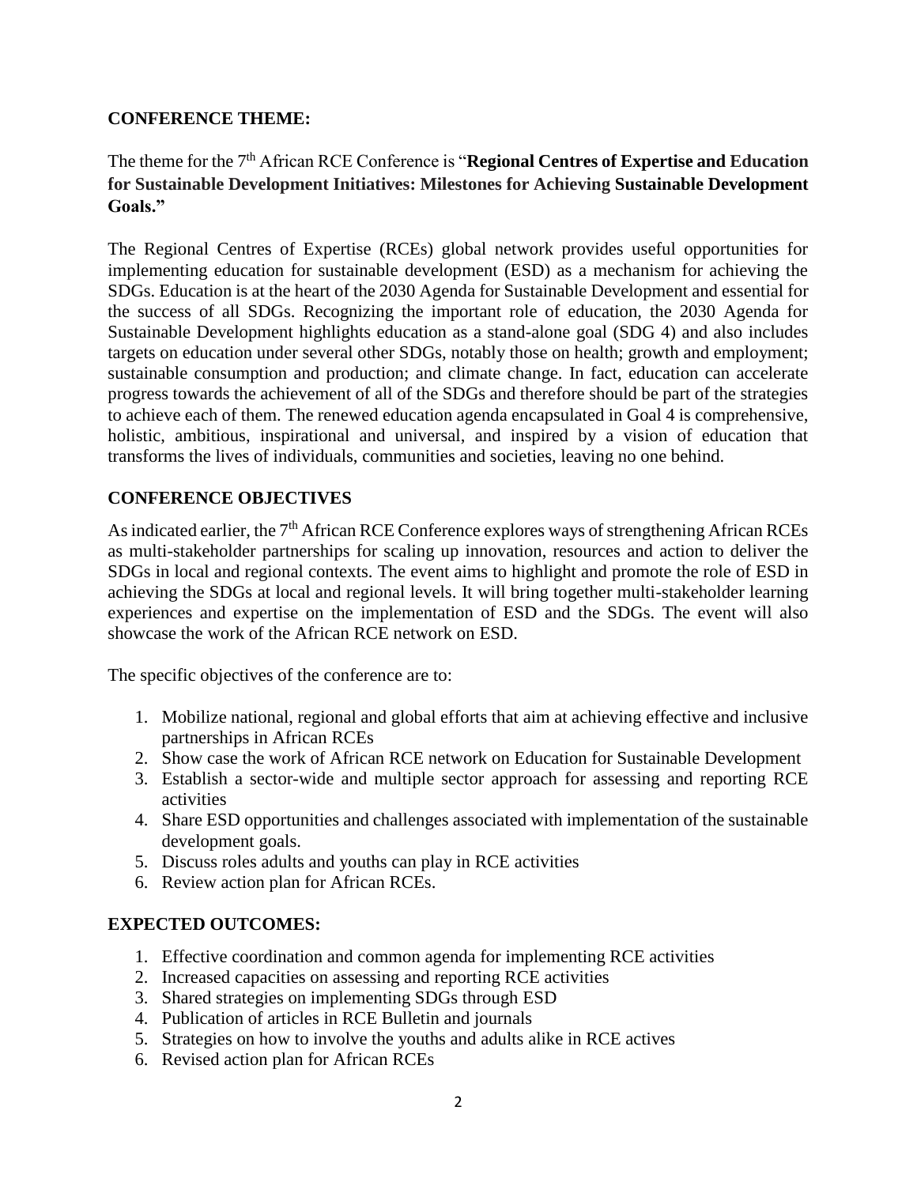## CONFERENCE THEME:

The theme for the 7th African RCE Conference is "**Regional Centres of Expertise and Education for Sustainable Development Initiatives: Milestones for Achieving Sustainable Development Goals.**"

The Regional Centres of Expertise (RCEs) global network provides useful opportunities for implementing education for sustainable development (ESD) as a mechanism for achieving the SDGs. Education is at the heart of the 2030 Agenda for Sustainable Development and essential for the success of all SDGs. Recognizing the important role of education, the 2030 Agenda for Sustainable Development highlights education as a stand-alone goal (SDG 4) and also includes targets on education under several other SDGs, notably those on health; growth and employment; sustainable consumption and production; and climate change. In fact, education can accelerate progress towards the achievement of all of the SDGs and therefore should be part of the strategies to achieve each of them. The renewed education agenda encapsulated in Goal 4 is comprehensive, holistic, ambitious, inspirational and universal, and inspired by a vision of education that transforms the lives of individuals, communities and societies, leaving no one behind.

## CONFERENCE OBJECTIVES

As indicated earlier, the 7th African RCE Conference explores ways of strengthening African RCEs as multi-stakeholder partnerships for scaling up innovation, resources and action to deliver the SDGs in local and regional contexts. The event aims to highlight and promote the role of ESD in achieving the SDGs at local and regional levels. It will bring together multi-stakeholder learning experiences and expertise on the implementation of ESD and the SDGs. The event will also showcase the work of the African RCE network on ESD.

The specific objectives of the conference are to:

1. Mobilize national, regional and global efforts that aim at achieving effective and inclusive partnerships in African RCEs
2. Show case the work of African RCE network on Education for Sustainable Development
3. Establish a sector-wide and multiple sector approach for assessing and reporting RCE activities
4. Share ESD opportunities and challenges associated with implementation of the sustainable development goals.
5. Discuss roles adults and youths can play in RCE activities
6. Review action plan for African RCEs.

## EXPECTED OUTCOMES:

1. Effective coordination and common agenda for implementing RCE activities
2. Increased capacities on assessing and reporting RCE activities
3. Shared strategies on implementing SDGs through ESD
4. Publication of articles in RCE Bulletin and journals
5. Strategies on how to involve the youths and adults alike in RCE actives
6. Revised action plan for African RCEs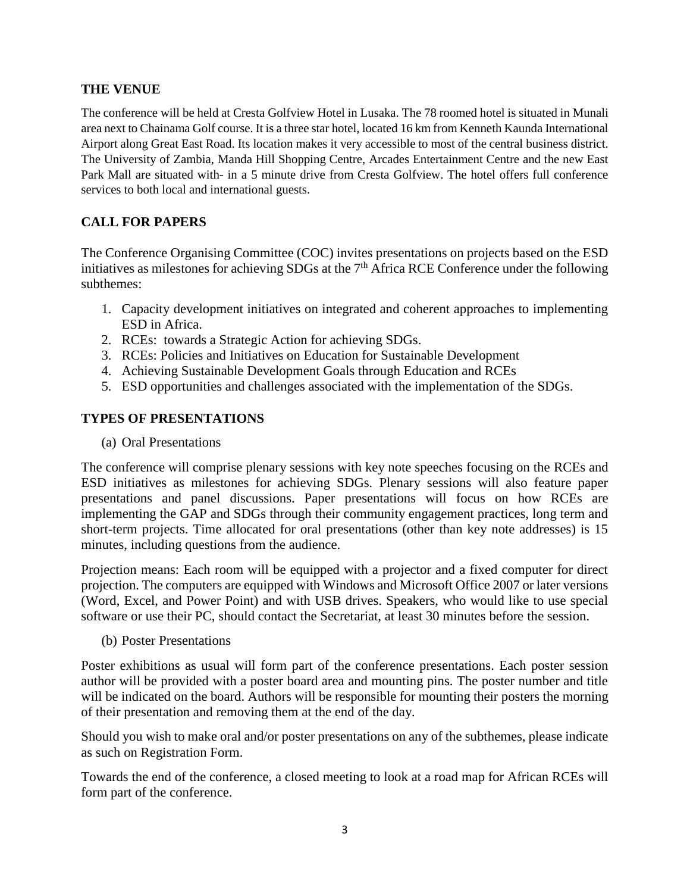## THE VENUE

The conference will be held at Cresta Golfview Hotel in Lusaka. The 78 roomed hotel is situated in Munali area next to Chainama Golf course. It is a three star hotel, located 16 km from Kenneth Kaunda International Airport along Great East Road. Its location makes it very accessible to most of the central business district. The University of Zambia, Manda Hill Shopping Centre, Arcades Entertainment Centre and the new East Park Mall are situated with- in a 5 minute drive from Cresta Golfview. The hotel offers full conference services to both local and international guests.

## CALL FOR PAPERS

The Conference Organising Committee (COC) invites presentations on projects based on the ESD initiatives as milestones for achieving SDGs at the 7th Africa RCE Conference under the following subthemes:

1. Capacity development initiatives on integrated and coherent approaches to implementing ESD in Africa.
2. RCEs: towards a Strategic Action for achieving SDGs.
3. RCEs: Policies and Initiatives on Education for Sustainable Development
4. Achieving Sustainable Development Goals through Education and RCEs
5. ESD opportunities and challenges associated with the implementation of the SDGs.

## TYPES OF PRESENTATIONS

(a) Oral Presentations

The conference will comprise plenary sessions with key note speeches focusing on the RCEs and ESD initiatives as milestones for achieving SDGs. Plenary sessions will also feature paper presentations and panel discussions. Paper presentations will focus on how RCEs are implementing the GAP and SDGs through their community engagement practices, long term and short-term projects. Time allocated for oral presentations (other than key note addresses) is 15 minutes, including questions from the audience.

Projection means: Each room will be equipped with a projector and a fixed computer for direct projection. The computers are equipped with Windows and Microsoft Office 2007 or later versions (Word, Excel, and Power Point) and with USB drives. Speakers, who would like to use special software or use their PC, should contact the Secretariat, at least 30 minutes before the session.

(b) Poster Presentations

Poster exhibitions as usual will form part of the conference presentations. Each poster session author will be provided with a poster board area and mounting pins. The poster number and title will be indicated on the board. Authors will be responsible for mounting their posters the morning of their presentation and removing them at the end of the day.

Should you wish to make oral and/or poster presentations on any of the subthemes, please indicate as such on Registration Form.

Towards the end of the conference, a closed meeting to look at a road map for African RCEs will form part of the conference.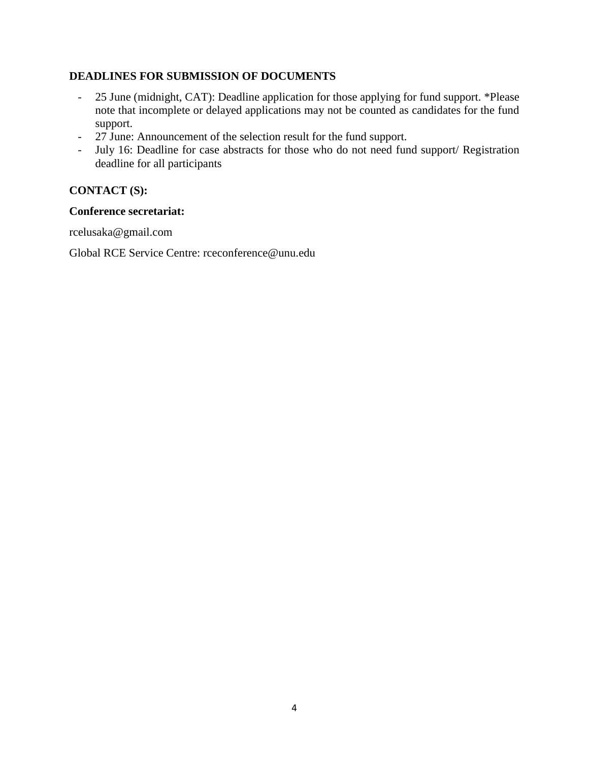**DEADLINES FOR SUBMISSION OF DOCUMENTS**

- 25 June (midnight, CAT): Deadline application for those applying for fund support. *Please note that incomplete or delayed applications may not be counted as candidates for the fund support.
- 27 June: Announcement of the selection result for the fund support.
- July 16: Deadline for case abstracts for those who do not need fund support/ Registration deadline for all participants

**CONTACT (S):**

**Conference secretariat:**

rcelusaka@gmail.com

Global RCE Service Centre: rceconference@unu.edu